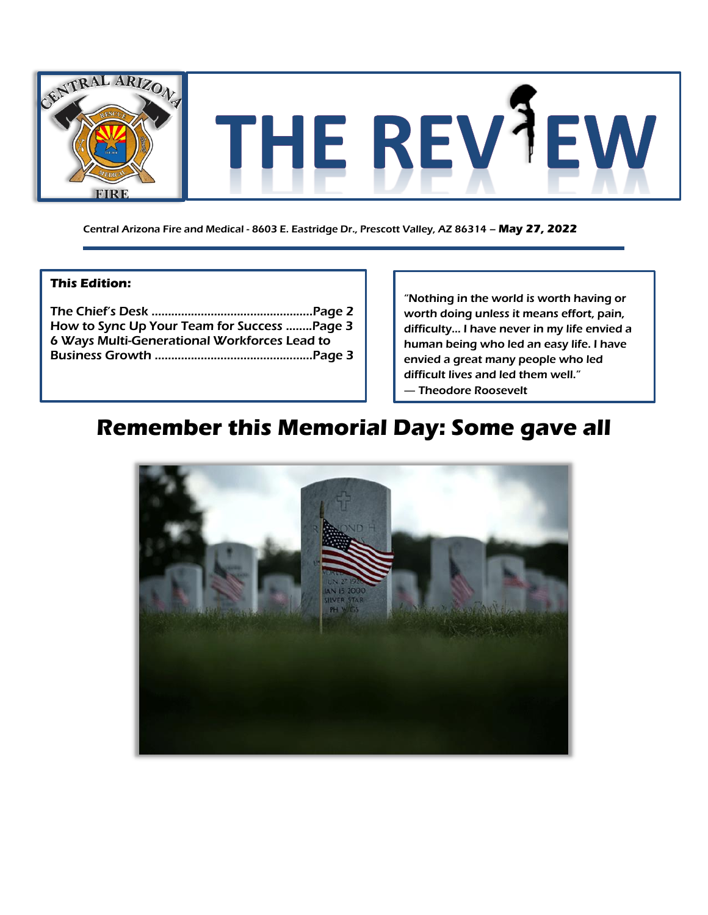# THE REVIEW

Central Arizona Fire and Medical - 8603 E. Eastridge Dr., Prescott Valley, AZ 86314 – **May 27, 2022**

**This Edition:**

The Chief's Desk ................................................Page 2
How to Sync Up Your Team for Success ........Page 3
6 Ways Multi-Generational Workforces Lead to Business Growth ................................................Page 3

"Nothing in the world is worth having or worth doing unless it means effort, pain, difficulty… I have never in my life envied a human being who led an easy life. I have envied a great many people who led difficult lives and led them well."
— Theodore Roosevelt

## Remember this Memorial Day: Some gave all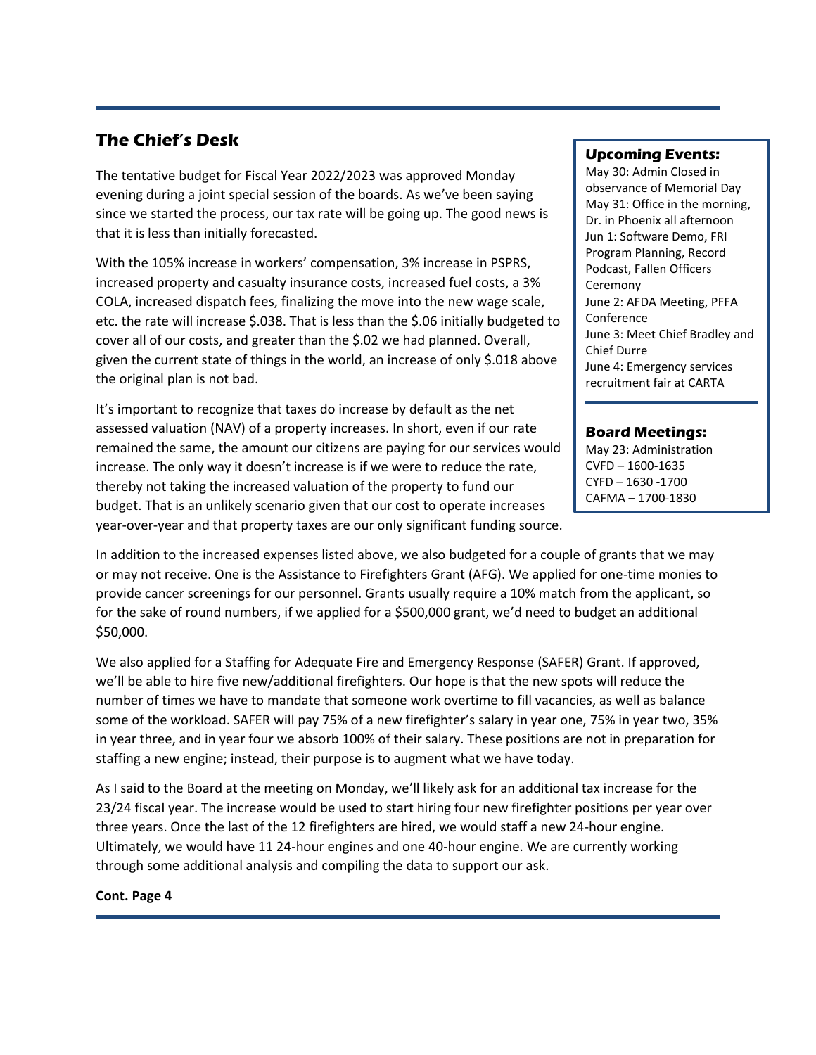## The Chief's Desk

The tentative budget for Fiscal Year 2022/2023 was approved Monday evening during a joint special session of the boards. As we've been saying since we started the process, our tax rate will be going up. The good news is that it is less than initially forecasted.

With the 105% increase in workers' compensation, 3% increase in PSPRS, increased property and casualty insurance costs, increased fuel costs, a 3% COLA, increased dispatch fees, finalizing the move into the new wage scale, etc. the rate will increase $.038. That is less than the $.06 initially budgeted to cover all of our costs, and greater than the $.02 we had planned. Overall, given the current state of things in the world, an increase of only $.018 above the original plan is not bad.

It's important to recognize that taxes do increase by default as the net assessed valuation (NAV) of a property increases. In short, even if our rate remained the same, the amount our citizens are paying for our services would increase. The only way it doesn't increase is if we were to reduce the rate, thereby not taking the increased valuation of the property to fund our budget. That is an unlikely scenario given that our cost to operate increases year-over-year and that property taxes are our only significant funding source.

In addition to the increased expenses listed above, we also budgeted for a couple of grants that we may or may not receive. One is the Assistance to Firefighters Grant (AFG). We applied for one-time monies to provide cancer screenings for our personnel. Grants usually require a 10% match from the applicant, so for the sake of round numbers, if we applied for a $500,000 grant, we'd need to budget an additional $50,000.

We also applied for a Staffing for Adequate Fire and Emergency Response (SAFER) Grant. If approved, we'll be able to hire five new/additional firefighters. Our hope is that the new spots will reduce the number of times we have to mandate that someone work overtime to fill vacancies, as well as balance some of the workload. SAFER will pay 75% of a new firefighter's salary in year one, 75% in year two, 35% in year three, and in year four we absorb 100% of their salary. These positions are not in preparation for staffing a new engine; instead, their purpose is to augment what we have today.

As I said to the Board at the meeting on Monday, we'll likely ask for an additional tax increase for the 23/24 fiscal year. The increase would be used to start hiring four new firefighter positions per year over three years. Once the last of the 12 firefighters are hired, we would staff a new 24-hour engine. Ultimately, we would have 11 24-hour engines and one 40-hour engine. We are currently working through some additional analysis and compiling the data to support our ask.

**Cont. Page 4**

### Upcoming Events:

May 30: Admin Closed in observance of Memorial Day
May 31: Office in the morning, Dr. in Phoenix all afternoon
Jun 1: Software Demo, FRI Program Planning, Record Podcast, Fallen Officers Ceremony
June 2: AFDA Meeting, PFFA Conference
June 3: Meet Chief Bradley and Chief Durre
June 4: Emergency services recruitment fair at CARTA

### Board Meetings:

May 23: Administration
CVFD – 1600-1635
CYFD – 1630 -1700
CAFMA – 1700-1830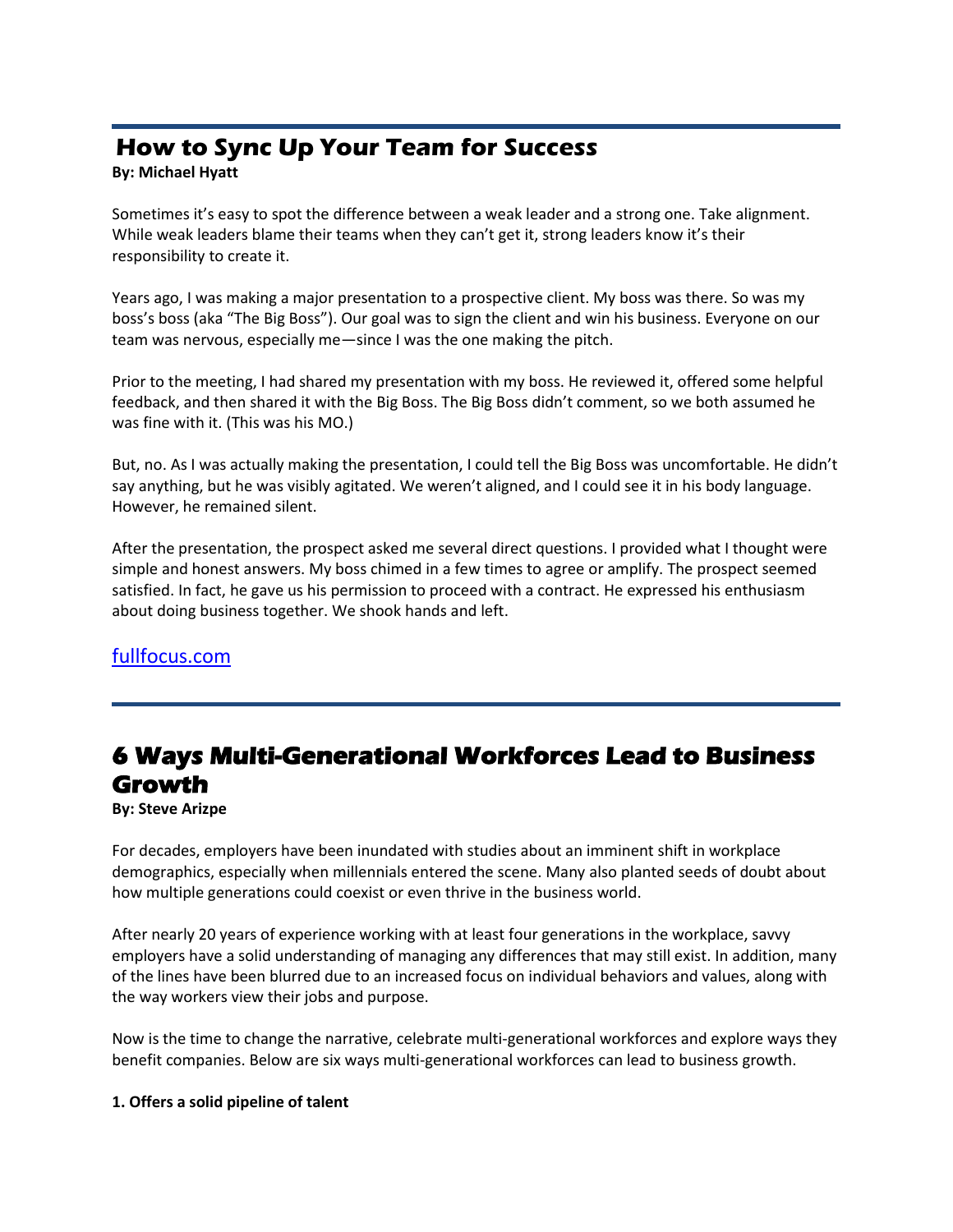## How to Sync Up Your Team for Success

**By: Michael Hyatt**

Sometimes it's easy to spot the difference between a weak leader and a strong one. Take alignment. While weak leaders blame their teams when they can't get it, strong leaders know it's their responsibility to create it.

Years ago, I was making a major presentation to a prospective client. My boss was there. So was my boss's boss (aka "The Big Boss"). Our goal was to sign the client and win his business. Everyone on our team was nervous, especially me—since I was the one making the pitch.

Prior to the meeting, I had shared my presentation with my boss. He reviewed it, offered some helpful feedback, and then shared it with the Big Boss. The Big Boss didn't comment, so we both assumed he was fine with it. (This was his MO.)

But, no. As I was actually making the presentation, I could tell the Big Boss was uncomfortable. He didn't say anything, but he was visibly agitated. We weren't aligned, and I could see it in his body language. However, he remained silent.

After the presentation, the prospect asked me several direct questions. I provided what I thought were simple and honest answers. My boss chimed in a few times to agree or amplify. The prospect seemed satisfied. In fact, he gave us his permission to proceed with a contract. He expressed his enthusiasm about doing business together. We shook hands and left.

[fullfocus.com](fullfocus.com)

---

## 6 Ways Multi-Generational Workforces Lead to Business Growth

**By: Steve Arizpe**

For decades, employers have been inundated with studies about an imminent shift in workplace demographics, especially when millennials entered the scene. Many also planted seeds of doubt about how multiple generations could coexist or even thrive in the business world.

After nearly 20 years of experience working with at least four generations in the workplace, savvy employers have a solid understanding of managing any differences that may still exist. In addition, many of the lines have been blurred due to an increased focus on individual behaviors and values, along with the way workers view their jobs and purpose.

Now is the time to change the narrative, celebrate multi-generational workforces and explore ways they benefit companies. Below are six ways multi-generational workforces can lead to business growth.

**1. Offers a solid pipeline of talent**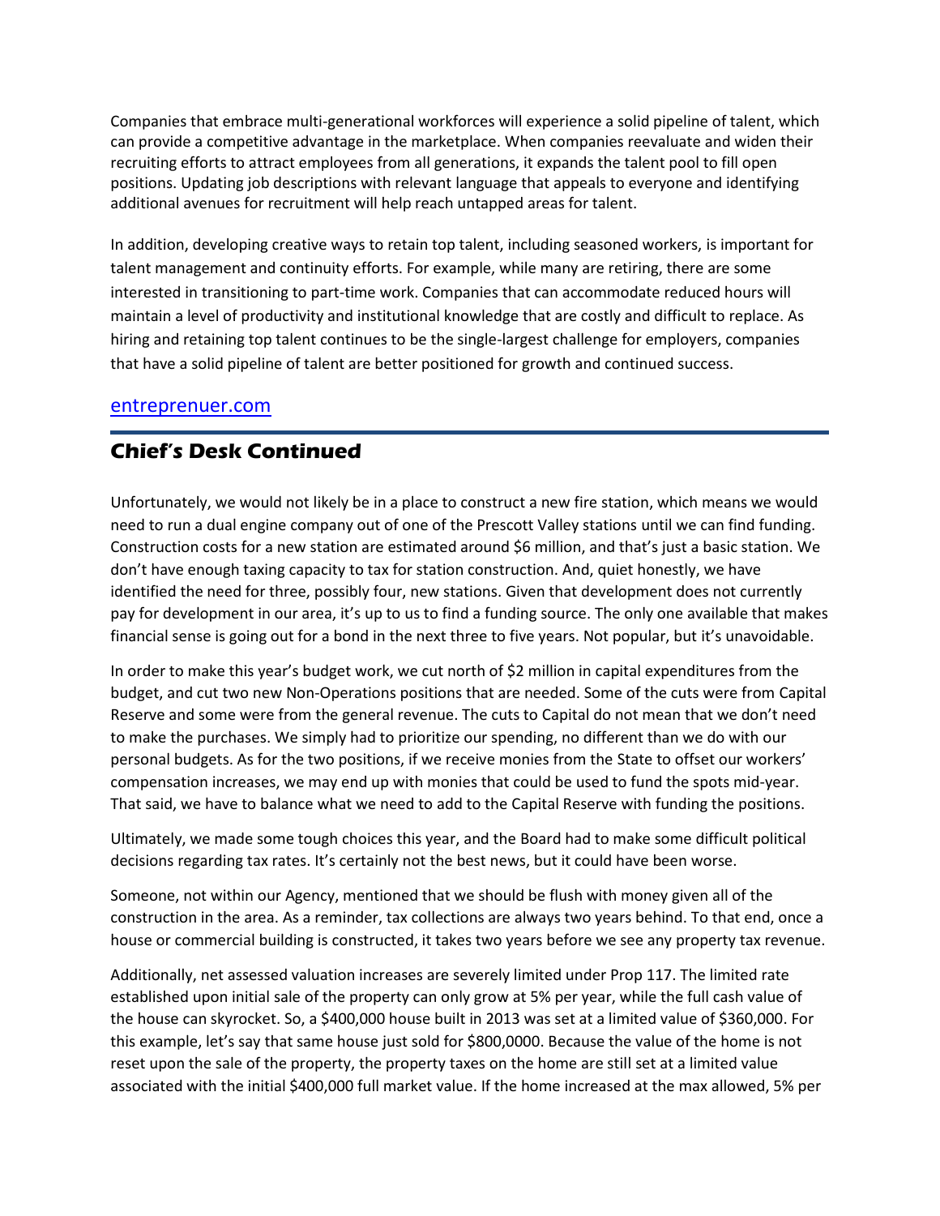Companies that embrace multi-generational workforces will experience a solid pipeline of talent, which can provide a competitive advantage in the marketplace. When companies reevaluate and widen their recruiting efforts to attract employees from all generations, it expands the talent pool to fill open positions. Updating job descriptions with relevant language that appeals to everyone and identifying additional avenues for recruitment will help reach untapped areas for talent.

In addition, developing creative ways to retain top talent, including seasoned workers, is important for talent management and continuity efforts. For example, while many are retiring, there are some interested in transitioning to part-time work. Companies that can accommodate reduced hours will maintain a level of productivity and institutional knowledge that are costly and difficult to replace. As hiring and retaining top talent continues to be the single-largest challenge for employers, companies that have a solid pipeline of talent are better positioned for growth and continued success.

[entreprenuer.com](entreprenuer.com)

## Chief's Desk Continued

Unfortunately, we would not likely be in a place to construct a new fire station, which means we would need to run a dual engine company out of one of the Prescott Valley stations until we can find funding. Construction costs for a new station are estimated around $6 million, and that's just a basic station. We don't have enough taxing capacity to tax for station construction. And, quiet honestly, we have identified the need for three, possibly four, new stations. Given that development does not currently pay for development in our area, it's up to us to find a funding source. The only one available that makes financial sense is going out for a bond in the next three to five years. Not popular, but it's unavoidable.

In order to make this year's budget work, we cut north of $2 million in capital expenditures from the budget, and cut two new Non-Operations positions that are needed. Some of the cuts were from Capital Reserve and some were from the general revenue. The cuts to Capital do not mean that we don't need to make the purchases. We simply had to prioritize our spending, no different than we do with our personal budgets. As for the two positions, if we receive monies from the State to offset our workers' compensation increases, we may end up with monies that could be used to fund the spots mid-year. That said, we have to balance what we need to add to the Capital Reserve with funding the positions.

Ultimately, we made some tough choices this year, and the Board had to make some difficult political decisions regarding tax rates. It's certainly not the best news, but it could have been worse.

Someone, not within our Agency, mentioned that we should be flush with money given all of the construction in the area. As a reminder, tax collections are always two years behind. To that end, once a house or commercial building is constructed, it takes two years before we see any property tax revenue.

Additionally, net assessed valuation increases are severely limited under Prop 117. The limited rate established upon initial sale of the property can only grow at 5% per year, while the full cash value of the house can skyrocket. So, a $400,000 house built in 2013 was set at a limited value of $360,000. For this example, let's say that same house just sold for $800,0000. Because the value of the home is not reset upon the sale of the property, the property taxes on the home are still set at a limited value associated with the initial $400,000 full market value. If the home increased at the max allowed, 5% per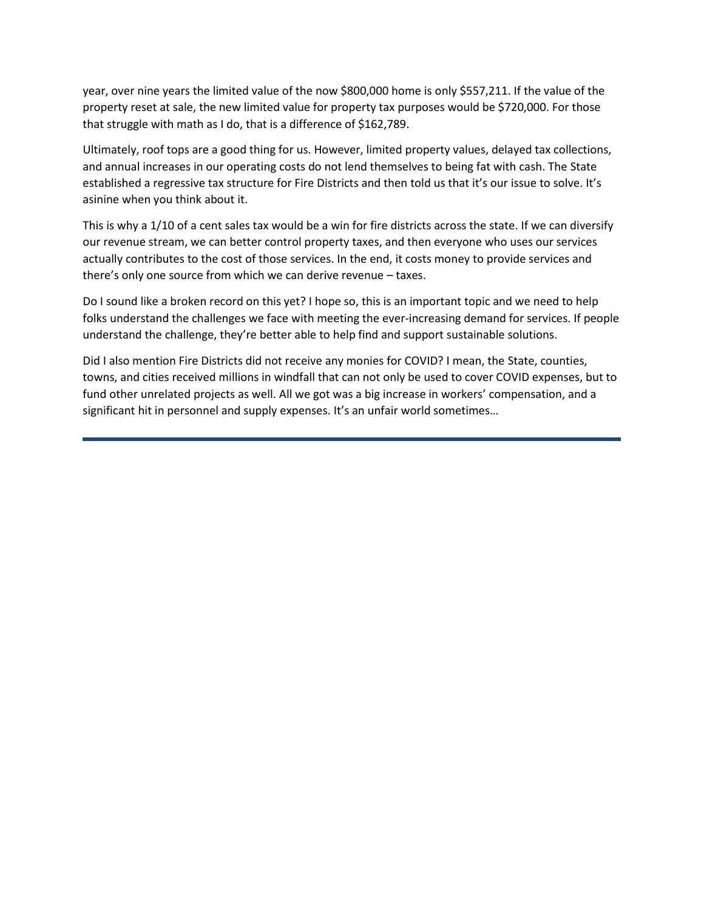year, over nine years the limited value of the now $800,000 home is only $557,211. If the value of the property reset at sale, the new limited value for property tax purposes would be $720,000. For those that struggle with math as I do, that is a difference of $162,789.

Ultimately, roof tops are a good thing for us. However, limited property values, delayed tax collections, and annual increases in our operating costs do not lend themselves to being fat with cash. The State established a regressive tax structure for Fire Districts and then told us that it's our issue to solve. It's asinine when you think about it.

This is why a 1/10 of a cent sales tax would be a win for fire districts across the state. If we can diversify our revenue stream, we can better control property taxes, and then everyone who uses our services actually contributes to the cost of those services. In the end, it costs money to provide services and there's only one source from which we can derive revenue – taxes.

Do I sound like a broken record on this yet? I hope so, this is an important topic and we need to help folks understand the challenges we face with meeting the ever-increasing demand for services. If people understand the challenge, they're better able to help find and support sustainable solutions.

Did I also mention Fire Districts did not receive any monies for COVID? I mean, the State, counties, towns, and cities received millions in windfall that can not only be used to cover COVID expenses, but to fund other unrelated projects as well. All we got was a big increase in workers' compensation, and a significant hit in personnel and supply expenses. It's an unfair world sometimes…